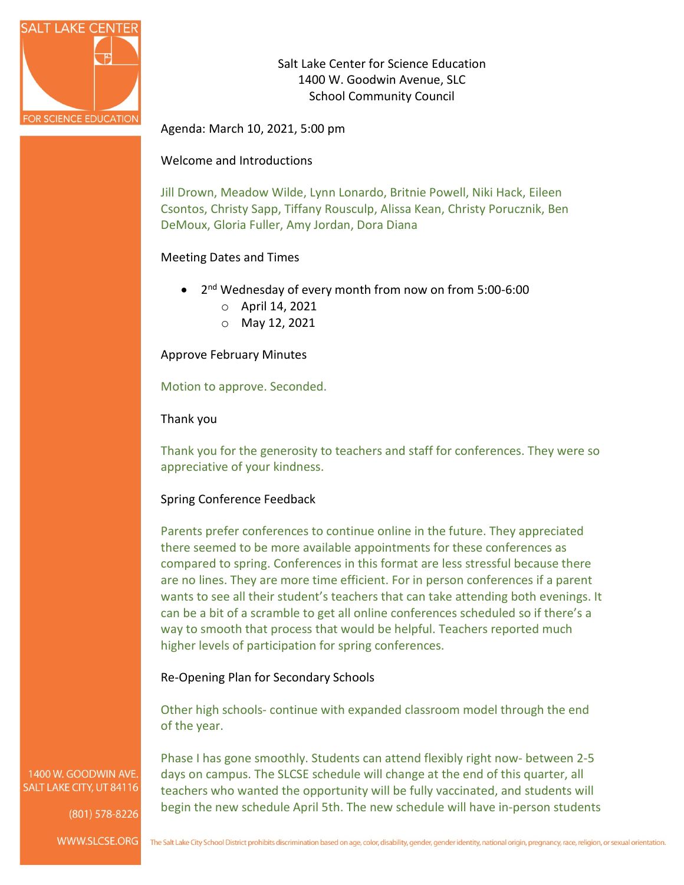Salt Lake Center for Science Education
1400 W. Goodwin Avenue, SLC
School Community Council

Agenda: March 10, 2021, 5:00 pm

Welcome and Introductions

Jill Drown, Meadow Wilde, Lynn Lonardo, Britnie Powell, Niki Hack, Eileen Csontos, Christy Sapp, Tiffany Rousculp, Alissa Kean, Christy Porucznik, Ben DeMoux, Gloria Fuller, Amy Jordan, Dora Diana

Meeting Dates and Times

- 2nd Wednesday of every month from now on from 5:00-6:00
  - April 14, 2021
  - May 12, 2021

Approve February Minutes

Motion to approve. Seconded.

Thank you

Thank you for the generosity to teachers and staff for conferences. They were so appreciative of your kindness.

Spring Conference Feedback

Parents prefer conferences to continue online in the future. They appreciated there seemed to be more available appointments for these conferences as compared to spring. Conferences in this format are less stressful because there are no lines. They are more time efficient. For in person conferences if a parent wants to see all their student's teachers that can take attending both evenings. It can be a bit of a scramble to get all online conferences scheduled so if there's a way to smooth that process that would be helpful. Teachers reported much higher levels of participation for spring conferences.

Re-Opening Plan for Secondary Schools

Other high schools- continue with expanded classroom model through the end of the year.

Phase I has gone smoothly. Students can attend flexibly right now- between 2-5 days on campus. The SLCSE schedule will change at the end of this quarter, all teachers who wanted the opportunity will be fully vaccinated, and students will begin the new schedule April 5th. The new schedule will have in-person students

1400 W. GOODWIN AVE.
SALT LAKE CITY, UT 84116

(801) 578-8226

WWW.SLCSE.ORG

The Salt Lake City School District prohibits discrimination based on age, color, disability, gender, gender identity, national origin, pregnancy, race, religion, or sexual orientation.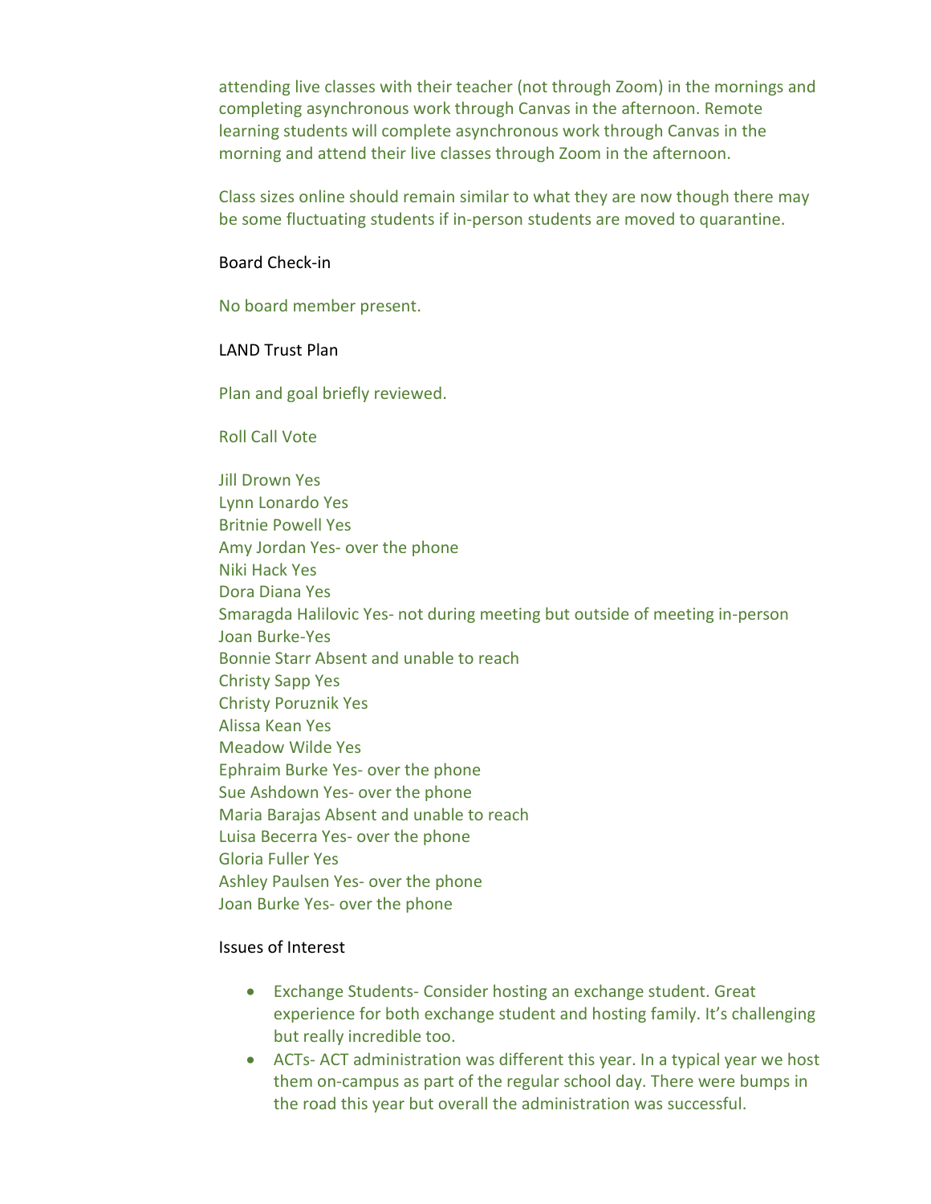attending live classes with their teacher (not through Zoom) in the mornings and completing asynchronous work through Canvas in the afternoon. Remote learning students will complete asynchronous work through Canvas in the morning and attend their live classes through Zoom in the afternoon.

Class sizes online should remain similar to what they are now though there may be some fluctuating students if in-person students are moved to quarantine.

Board Check-in

No board member present.

LAND Trust Plan

Plan and goal briefly reviewed.

Roll Call Vote

Jill Drown Yes
Lynn Lonardo Yes
Britnie Powell Yes
Amy Jordan Yes- over the phone
Niki Hack Yes
Dora Diana Yes
Smaragda Halilovic Yes- not during meeting but outside of meeting in-person
Joan Burke-Yes
Bonnie Starr Absent and unable to reach
Christy Sapp Yes
Christy Poruznik Yes
Alissa Kean Yes
Meadow Wilde Yes
Ephraim Burke Yes- over the phone
Sue Ashdown Yes- over the phone
Maria Barajas Absent and unable to reach
Luisa Becerra Yes- over the phone
Gloria Fuller Yes
Ashley Paulsen Yes- over the phone
Joan Burke Yes- over the phone

Issues of Interest

- Exchange Students- Consider hosting an exchange student. Great experience for both exchange student and hosting family. It's challenging but really incredible too.
- ACTs- ACT administration was different this year. In a typical year we host them on-campus as part of the regular school day. There were bumps in the road this year but overall the administration was successful.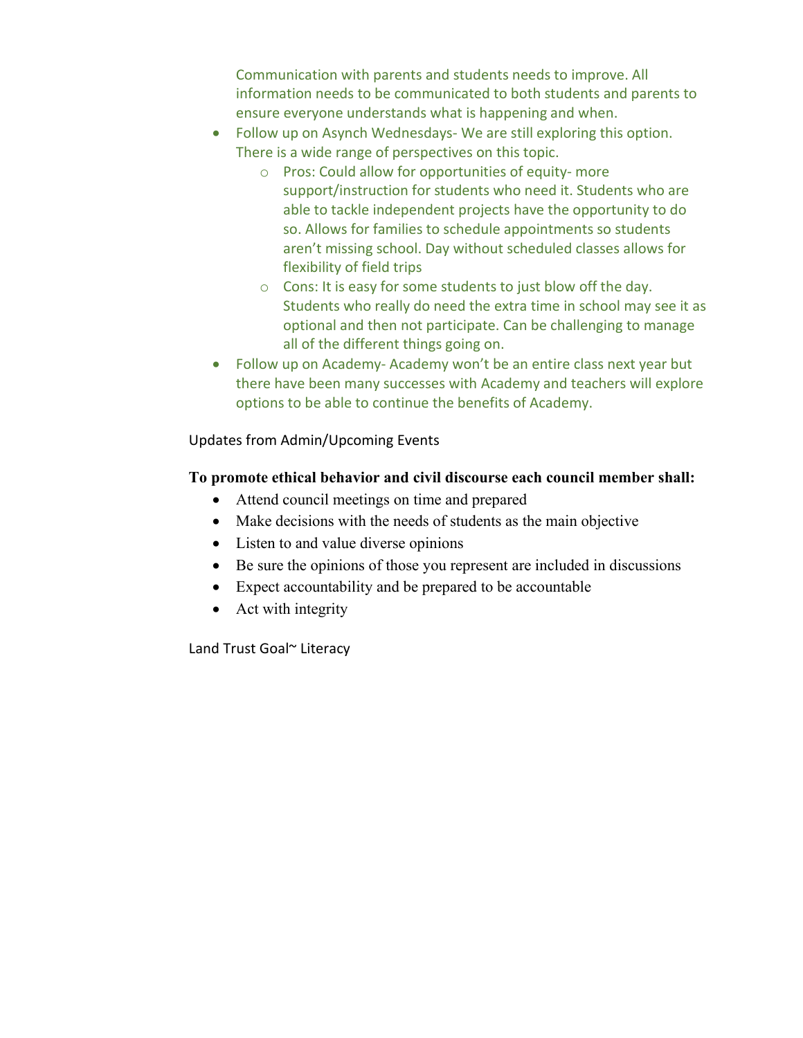Communication with parents and students needs to improve. All information needs to be communicated to both students and parents to ensure everyone understands what is happening and when.

- Follow up on Asynch Wednesdays- We are still exploring this option. There is a wide range of perspectives on this topic.
    - Pros: Could allow for opportunities of equity- more support/instruction for students who need it. Students who are able to tackle independent projects have the opportunity to do so. Allows for families to schedule appointments so students aren't missing school. Day without scheduled classes allows for flexibility of field trips
    - Cons: It is easy for some students to just blow off the day. Students who really do need the extra time in school may see it as optional and then not participate. Can be challenging to manage all of the different things going on.
- Follow up on Academy- Academy won't be an entire class next year but there have been many successes with Academy and teachers will explore options to be able to continue the benefits of Academy.

Updates from Admin/Upcoming Events

**To promote ethical behavior and civil discourse each council member shall:**

- Attend council meetings on time and prepared
- Make decisions with the needs of students as the main objective
- Listen to and value diverse opinions
- Be sure the opinions of those you represent are included in discussions
- Expect accountability and be prepared to be accountable
- Act with integrity

Land Trust Goal~ Literacy